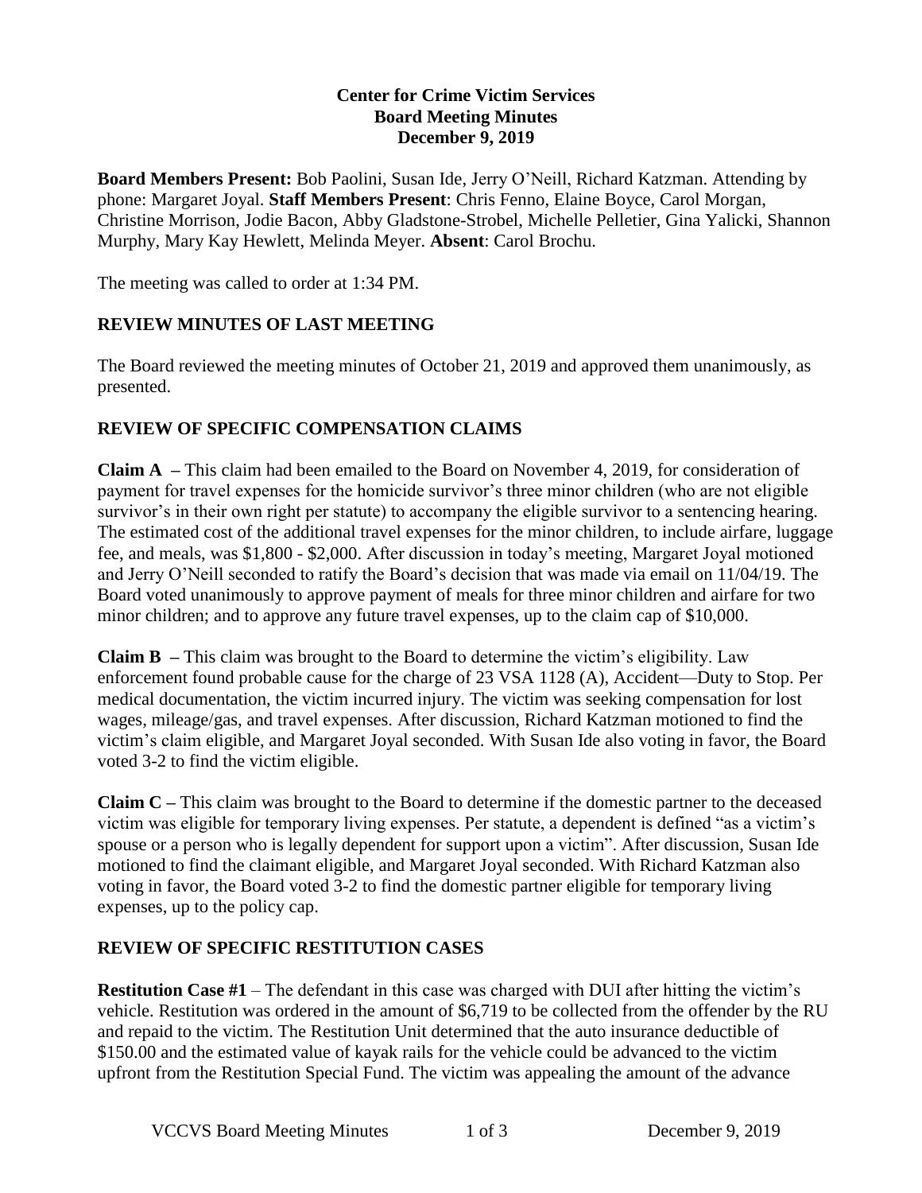**Center for Crime Victim Services**
**Board Meeting Minutes**
**December 9, 2019**

**Board Members Present:** Bob Paolini, Susan Ide, Jerry O'Neill, Richard Katzman. Attending by phone: Margaret Joyal. **Staff Members Present**: Chris Fenno, Elaine Boyce, Carol Morgan, Christine Morrison, Jodie Bacon, Abby Gladstone-Strobel, Michelle Pelletier, Gina Yalicki, Shannon Murphy, Mary Kay Hewlett, Melinda Meyer. **Absent**: Carol Brochu.

The meeting was called to order at 1:34 PM.

## REVIEW MINUTES OF LAST MEETING

The Board reviewed the meeting minutes of October 21, 2019 and approved them unanimously, as presented.

## REVIEW OF SPECIFIC COMPENSATION CLAIMS

**Claim A** – This claim had been emailed to the Board on November 4, 2019, for consideration of payment for travel expenses for the homicide survivor's three minor children (who are not eligible survivor's in their own right per statute) to accompany the eligible survivor to a sentencing hearing. The estimated cost of the additional travel expenses for the minor children, to include airfare, luggage fee, and meals, was $1,800 - $2,000. After discussion in today's meeting, Margaret Joyal motioned and Jerry O'Neill seconded to ratify the Board's decision that was made via email on 11/04/19. The Board voted unanimously to approve payment of meals for three minor children and airfare for two minor children; and to approve any future travel expenses, up to the claim cap of $10,000.

**Claim B** – This claim was brought to the Board to determine the victim's eligibility. Law enforcement found probable cause for the charge of 23 VSA 1128 (A), Accident—Duty to Stop. Per medical documentation, the victim incurred injury. The victim was seeking compensation for lost wages, mileage/gas, and travel expenses. After discussion, Richard Katzman motioned to find the victim's claim eligible, and Margaret Joyal seconded. With Susan Ide also voting in favor, the Board voted 3-2 to find the victim eligible.

**Claim C** – This claim was brought to the Board to determine if the domestic partner to the deceased victim was eligible for temporary living expenses. Per statute, a dependent is defined "as a victim's spouse or a person who is legally dependent for support upon a victim". After discussion, Susan Ide motioned to find the claimant eligible, and Margaret Joyal seconded. With Richard Katzman also voting in favor, the Board voted 3-2 to find the domestic partner eligible for temporary living expenses, up to the policy cap.

## REVIEW OF SPECIFIC RESTITUTION CASES

**Restitution Case #1** – The defendant in this case was charged with DUI after hitting the victim's vehicle. Restitution was ordered in the amount of $6,719 to be collected from the offender by the RU and repaid to the victim. The Restitution Unit determined that the auto insurance deductible of $150.00 and the estimated value of kayak rails for the vehicle could be advanced to the victim upfront from the Restitution Special Fund. The victim was appealing the amount of the advance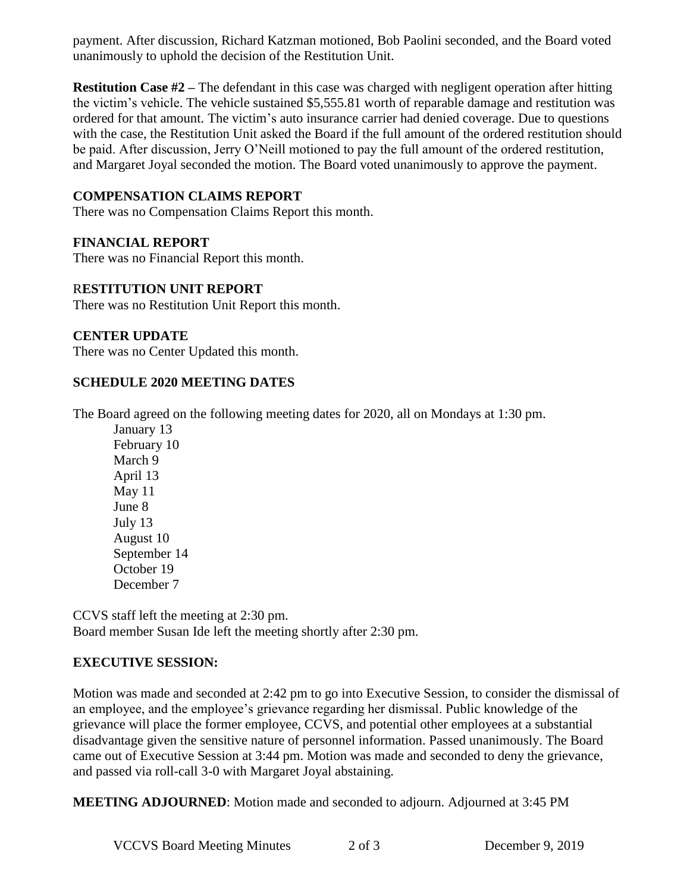payment. After discussion, Richard Katzman motioned, Bob Paolini seconded, and the Board voted unanimously to uphold the decision of the Restitution Unit.

**Restitution Case #2 –** The defendant in this case was charged with negligent operation after hitting the victim's vehicle. The vehicle sustained $5,555.81 worth of reparable damage and restitution was ordered for that amount. The victim's auto insurance carrier had denied coverage. Due to questions with the case, the Restitution Unit asked the Board if the full amount of the ordered restitution should be paid. After discussion, Jerry O'Neill motioned to pay the full amount of the ordered restitution, and Margaret Joyal seconded the motion. The Board voted unanimously to approve the payment.

## COMPENSATION CLAIMS REPORT

There was no Compensation Claims Report this month.

## FINANCIAL REPORT

There was no Financial Report this month.

## RESTITUTION UNIT REPORT

There was no Restitution Unit Report this month.

## CENTER UPDATE

There was no Center Updated this month.

## SCHEDULE 2020 MEETING DATES

The Board agreed on the following meeting dates for 2020, all on Mondays at 1:30 pm.

- January 13
- February 10
- March 9
- April 13
- May 11
- June 8
- July 13
- August 10
- September 14
- October 19
- December 7

CCVS staff left the meeting at 2:30 pm.
Board member Susan Ide left the meeting shortly after 2:30 pm.

## EXECUTIVE SESSION:

Motion was made and seconded at 2:42 pm to go into Executive Session, to consider the dismissal of an employee, and the employee's grievance regarding her dismissal. Public knowledge of the grievance will place the former employee, CCVS, and potential other employees at a substantial disadvantage given the sensitive nature of personnel information. Passed unanimously. The Board came out of Executive Session at 3:44 pm. Motion was made and seconded to deny the grievance, and passed via roll-call 3-0 with Margaret Joyal abstaining.

**MEETING ADJOURNED**: Motion made and seconded to adjourn. Adjourned at 3:45 PM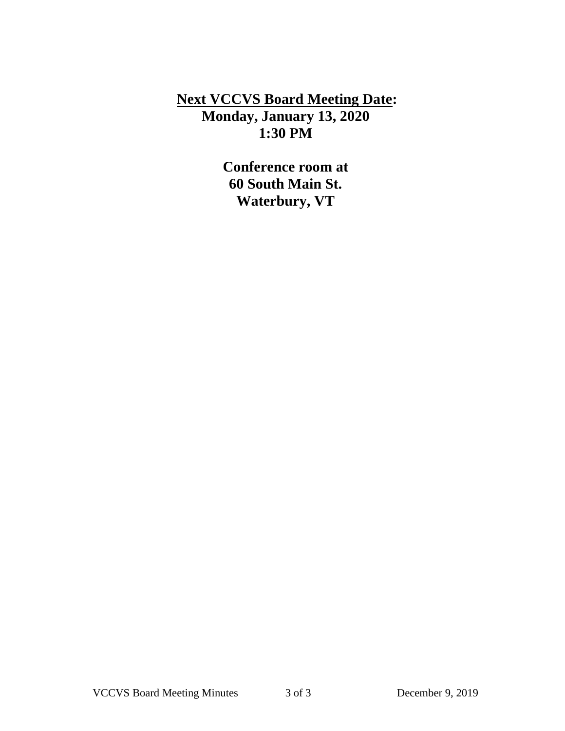**<u>Next VCCVS Board Meeting Date</u>:**
**Monday, January 13, 2020**
**1:30 PM**

**Conference room at**
**60 South Main St.**
**Waterbury, VT**